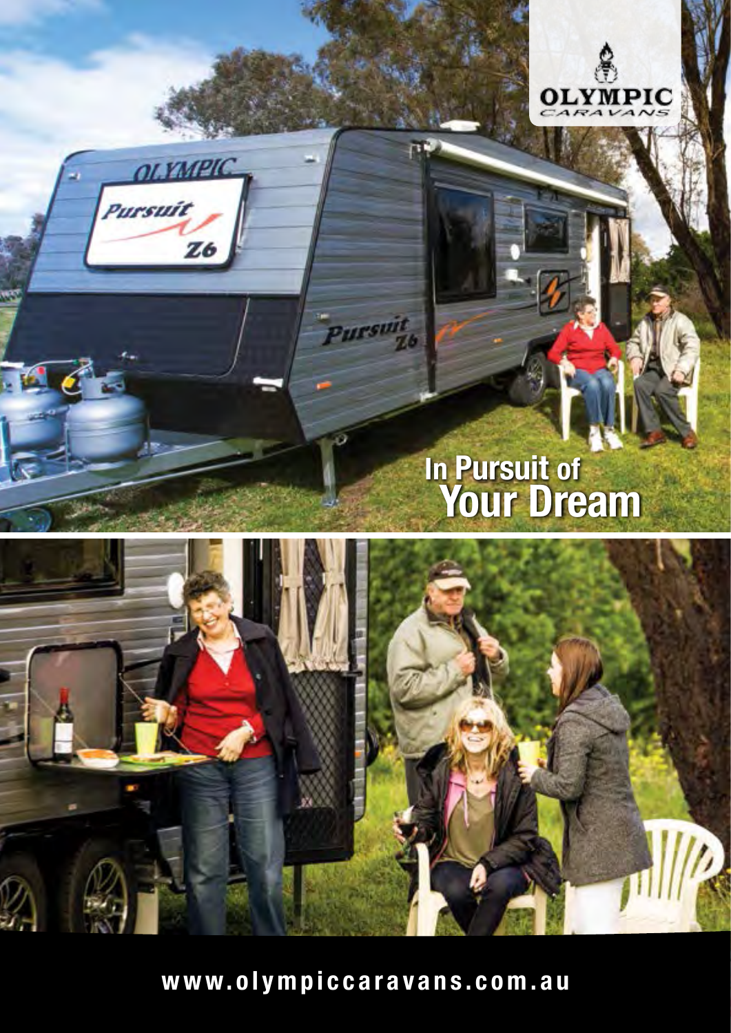# In Pursuit of Your Dream

www.olympiccaravans.com.au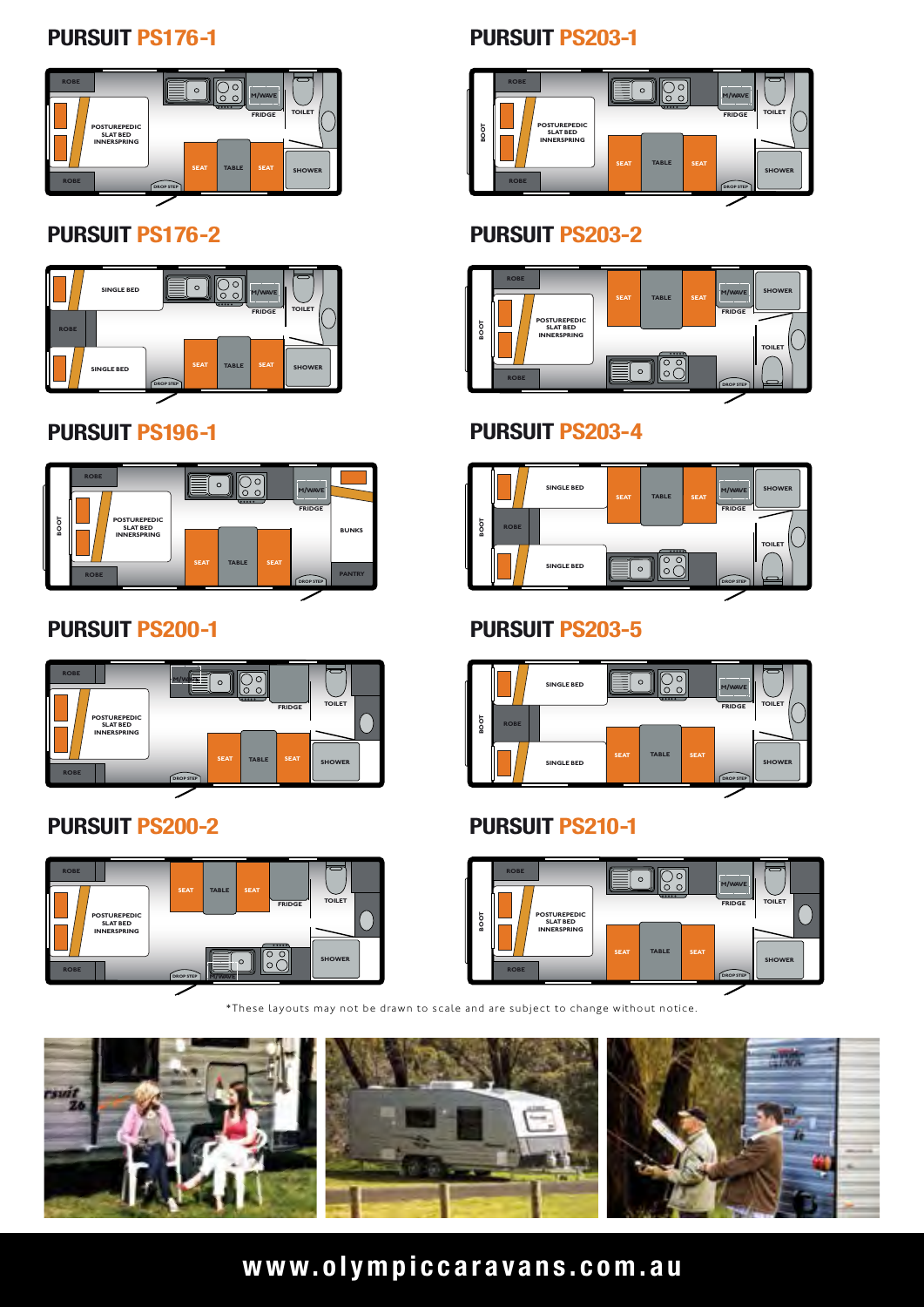## PURSUIT PS176-1

ROBE · POSTUREPEDIC SLAT BED INNERSPRING · ROBE · M/WAVE · FRIDGE · TOILET · SEAT · TABLE · SEAT · SHOWER · DROP STEP

## PURSUIT PS176-2

SINGLE BED · ROBE · SINGLE BED · M/WAVE · FRIDGE · TOILET · SEAT · TABLE · SEAT · SHOWER · DROP STEP

## PURSUIT PS196-1

BOOT · ROBE · POSTUREPEDIC SLAT BED INNERSPRING · ROBE · M/WAVE · FRIDGE · BUNKS · SEAT · TABLE · SEAT · PANTRY · DROP STEP

## PURSUIT PS200-1

ROBE · POSTUREPEDIC SLAT BED INNERSPRING · ROBE · M/WAVE · FRIDGE · TOILET · SEAT · TABLE · SEAT · SHOWER · DROP STEP

## PURSUIT PS200-2

ROBE · POSTUREPEDIC SLAT BED INNERSPRING · ROBE · SEAT · TABLE · SEAT · FRIDGE · TOILET · SHOWER · DROP STEP · M/WAVE

## PURSUIT PS203-1

BOOT · ROBE · POSTUREPEDIC SLAT BED INNERSPRING · ROBE · M/WAVE · FRIDGE · TOILET · SEAT · TABLE · SEAT · SHOWER · DROP STEP

## PURSUIT PS203-2

BOOT · ROBE · POSTUREPEDIC SLAT BED INNERSPRING · ROBE · SEAT · TABLE · SEAT · M/WAVE · FRIDGE · SHOWER · TOILET · DROP STEP

## PURSUIT PS203-4

BOOT · SINGLE BED · ROBE · SINGLE BED · SEAT · TABLE · SEAT · M/WAVE · FRIDGE · SHOWER · TOILET · DROP STEP

## PURSUIT PS203-5

BOOT · SINGLE BED · ROBE · SINGLE BED · M/WAVE · FRIDGE · TOILET · SEAT · TABLE · SEAT · SHOWER · DROP STEP

## PURSUIT PS210-1

BOOT · ROBE · POSTUREPEDIC SLAT BED INNERSPRING · ROBE · M/WAVE · FRIDGE · TOILET · SEAT · TABLE · SEAT · SHOWER · DROP STEP

*These layouts may not be drawn to scale and are subject to change without notice.

**www.olympiccaravans.com.au**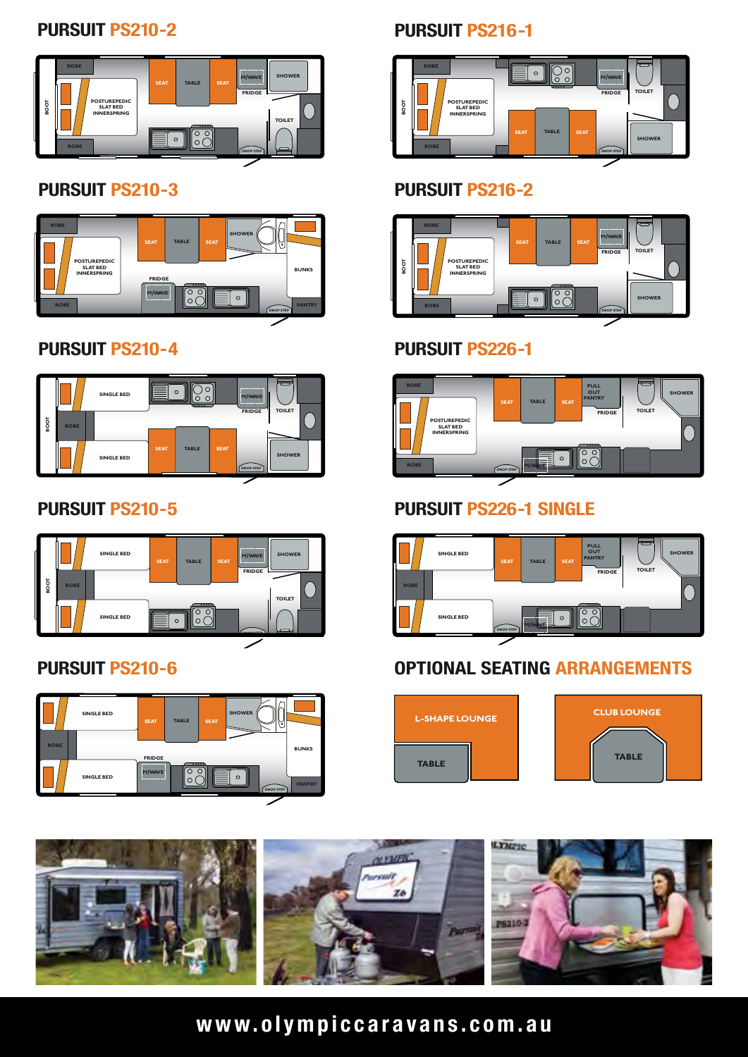## PURSUIT PS210-2

## PURSUIT PS216-1

## PURSUIT PS210-3

## PURSUIT PS216-2

## PURSUIT PS210-4

## PURSUIT PS226-1

## PURSUIT PS210-5

## PURSUIT PS226-1 SINGLE

## PURSUIT PS210-6

## OPTIONAL SEATING ARRANGEMENTS

L-SHAPE LOUNGE

TABLE

CLUB LOUNGE

TABLE

www.olympiccaravans.com.au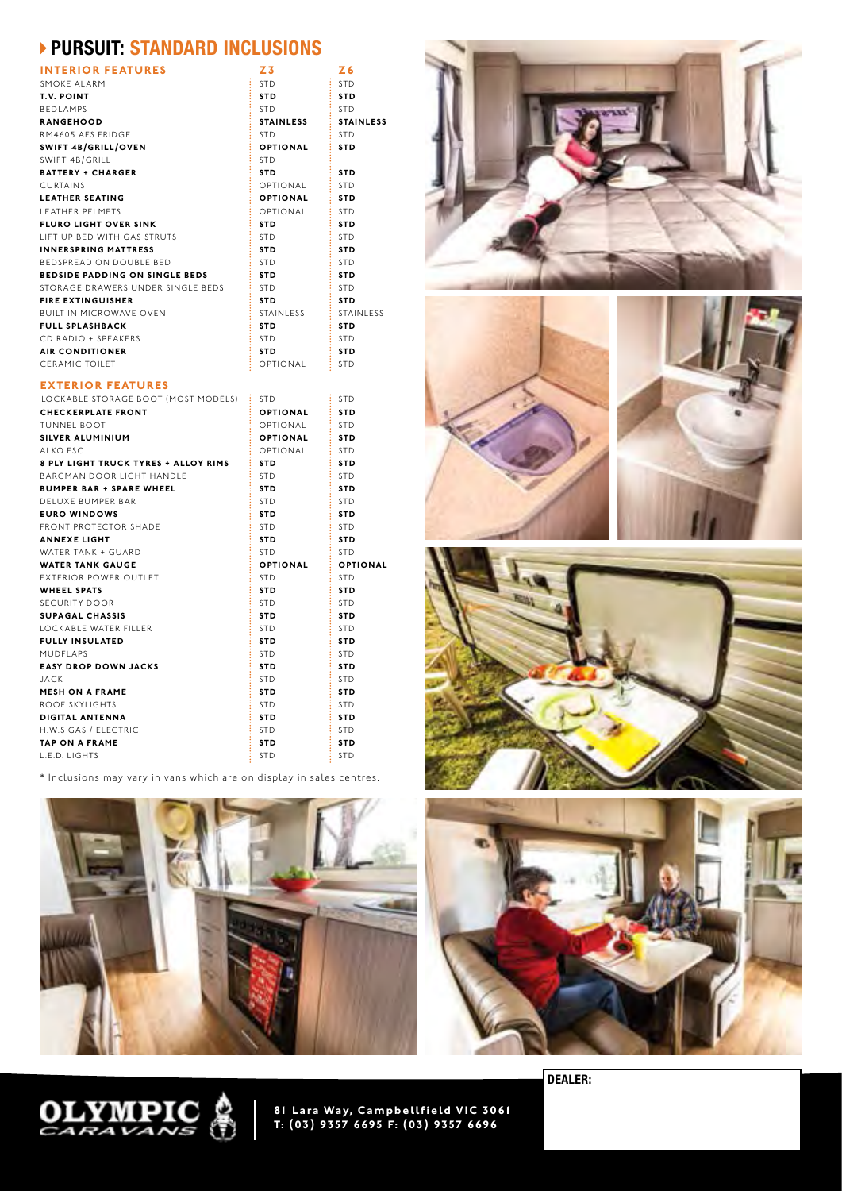# PURSUIT: STANDARD INCLUSIONS

| INTERIOR FEATURES | Z3 | Z6 |
|---|---|---|
| SMOKE ALARM | STD | STD |
| **T.V. POINT** | **STD** | **STD** |
| BEDLAMPS | STD | STD |
| **RANGEHOOD** | **STAINLESS** | **STAINLESS** |
| RM4605 AES FRIDGE | STD | STD |
| **SWIFT 4B/GRILL/OVEN** | **OPTIONAL** | **STD** |
| SWIFT 4B/GRILL | STD | |
| **BATTERY + CHARGER** | **STD** | **STD** |
| CURTAINS | OPTIONAL | STD |
| **LEATHER SEATING** | **OPTIONAL** | **STD** |
| LEATHER PELMETS | OPTIONAL | STD |
| **FLURO LIGHT OVER SINK** | **STD** | **STD** |
| LIFT UP BED WITH GAS STRUTS | STD | STD |
| **INNERSPRING MATTRESS** | **STD** | **STD** |
| BEDSPREAD ON DOUBLE BED | STD | STD |
| **BEDSIDE PADDING ON SINGLE BEDS** | **STD** | **STD** |
| STORAGE DRAWERS UNDER SINGLE BEDS | STD | STD |
| **FIRE EXTINGUISHER** | **STD** | **STD** |
| BUILT IN MICROWAVE OVEN | STAINLESS | STAINLESS |
| **FULL SPLASHBACK** | **STD** | **STD** |
| CD RADIO + SPEAKERS | STD | STD |
| **AIR CONDITIONER** | **STD** | **STD** |
| CERAMIC TOILET | OPTIONAL | STD |

| EXTERIOR FEATURES | | |
|---|---|---|
| LOCKABLE STORAGE BOOT (MOST MODELS) | STD | STD |
| **CHECKERPLATE FRONT** | **OPTIONAL** | **STD** |
| TUNNEL BOOT | OPTIONAL | STD |
| **SILVER ALUMINIUM** | **OPTIONAL** | **STD** |
| ALKO ESC | OPTIONAL | STD |
| **8 PLY LIGHT TRUCK TYRES + ALLOY RIMS** | **STD** | **STD** |
| BARGMAN DOOR LIGHT HANDLE | STD | STD |
| **BUMPER BAR + SPARE WHEEL** | **STD** | **STD** |
| DELUXE BUMPER BAR | STD | STD |
| **EURO WINDOWS** | **STD** | **STD** |
| FRONT PROTECTOR SHADE | STD | STD |
| **ANNEXE LIGHT** | **STD** | **STD** |
| WATER TANK + GUARD | STD | STD |
| **WATER TANK GAUGE** | **OPTIONAL** | **OPTIONAL** |
| EXTERIOR POWER OUTLET | STD | STD |
| **WHEEL SPATS** | **STD** | **STD** |
| SECURITY DOOR | STD | STD |
| **SUPAGAL CHASSIS** | **STD** | **STD** |
| LOCKABLE WATER FILLER | STD | STD |
| **FULLY INSULATED** | **STD** | **STD** |
| MUDFLAPS | STD | STD |
| **EASY DROP DOWN JACKS** | **STD** | **STD** |
| JACK | STD | STD |
| **MESH ON A FRAME** | **STD** | **STD** |
| ROOF SKYLIGHTS | STD | STD |
| **DIGITAL ANTENNA** | **STD** | **STD** |
| H.W.S GAS / ELECTRIC | STD | STD |
| **TAP ON A FRAME** | **STD** | **STD** |
| L.E.D. LIGHTS | STD | STD |

\* Inclusions may vary in vans which are on display in sales centres.

OLYMPIC CARAVANS

**81 Lara Way, Campbellfield VIC 3061**
**T: (03) 9357 6695 F: (03) 9357 6696**

**DEALER:**